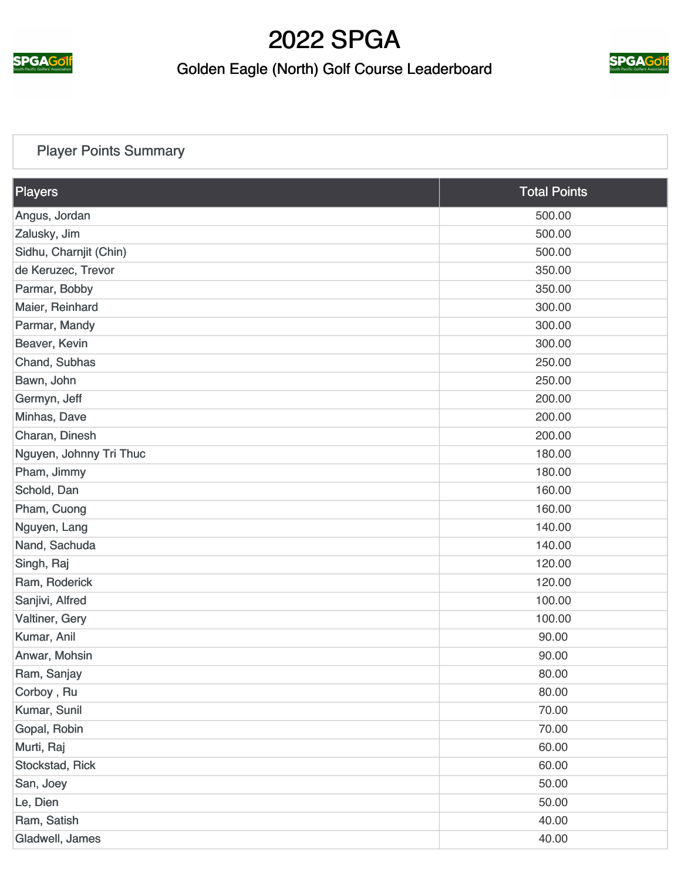# 2022 SPGA

## Golden Eagle (North) Golf Course Leaderboard

### Player Points Summary

| Players | Total Points |
|---|---|
| Angus, Jordan | 500.00 |
| Zalusky, Jim | 500.00 |
| Sidhu, Charnjit (Chin) | 500.00 |
| de Keruzec, Trevor | 350.00 |
| Parmar, Bobby | 350.00 |
| Maier, Reinhard | 300.00 |
| Parmar, Mandy | 300.00 |
| Beaver, Kevin | 300.00 |
| Chand, Subhas | 250.00 |
| Bawn, John | 250.00 |
| Germyn, Jeff | 200.00 |
| Minhas, Dave | 200.00 |
| Charan, Dinesh | 200.00 |
| Nguyen, Johnny Tri Thuc | 180.00 |
| Pham, Jimmy | 180.00 |
| Schold, Dan | 160.00 |
| Pham, Cuong | 160.00 |
| Nguyen, Lang | 140.00 |
| Nand, Sachuda | 140.00 |
| Singh, Raj | 120.00 |
| Ram, Roderick | 120.00 |
| Sanjivi, Alfred | 100.00 |
| Valtiner, Gery | 100.00 |
| Kumar, Anil | 90.00 |
| Anwar, Mohsin | 90.00 |
| Ram, Sanjay | 80.00 |
| Corboy , Ru | 80.00 |
| Kumar, Sunil | 70.00 |
| Gopal, Robin | 70.00 |
| Murti, Raj | 60.00 |
| Stockstad, Rick | 60.00 |
| San, Joey | 50.00 |
| Le, Dien | 50.00 |
| Ram, Satish | 40.00 |
| Gladwell, James | 40.00 |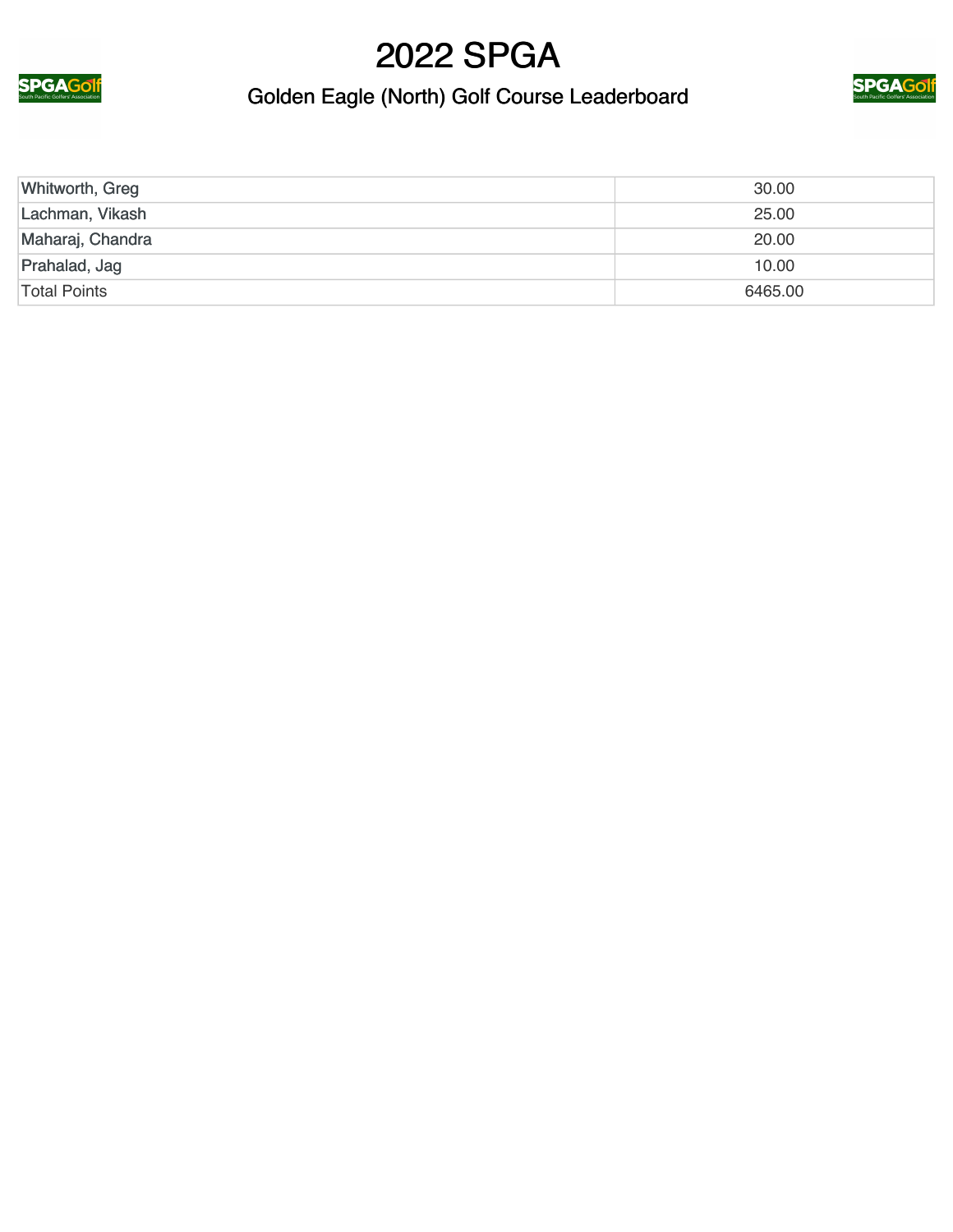| Whitworth, Greg | 30.00 |
| --- | --- |
| Lachman, Vikash | 25.00 |
| Maharaj, Chandra | 20.00 |
| Prahalad, Jag | 10.00 |
| Total Points | 6465.00 |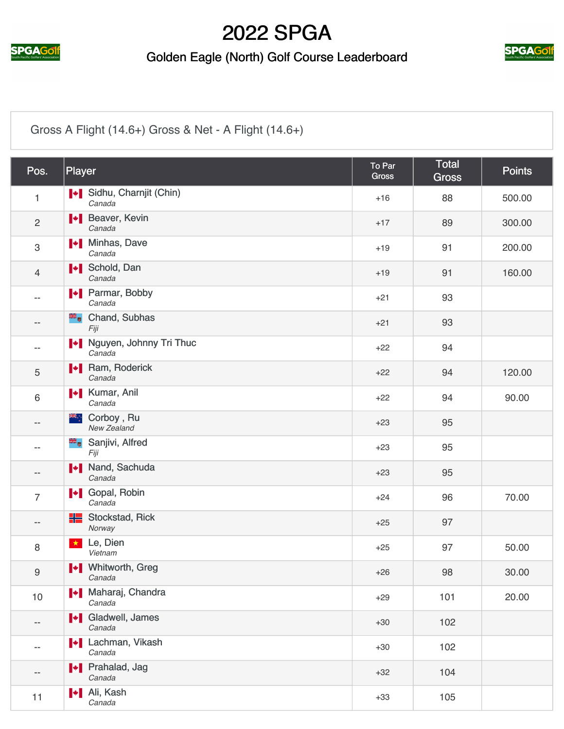# 2022 SPGA

## Golden Eagle (North) Golf Course Leaderboard

Gross A Flight (14.6+) Gross & Net - A Flight (14.6+)

| Pos. | Player | To Par Gross | Total Gross | Points |
|---|---|---|---|---|
| 1 | Sidhu, Charnjit (Chin)<br>*Canada* | +16 | 88 | 500.00 |
| 2 | Beaver, Kevin<br>*Canada* | +17 | 89 | 300.00 |
| 3 | Minhas, Dave<br>*Canada* | +19 | 91 | 200.00 |
| 4 | Schold, Dan<br>*Canada* | +19 | 91 | 160.00 |
| -- | Parmar, Bobby<br>*Canada* | +21 | 93 | |
| -- | Chand, Subhas<br>*Fiji* | +21 | 93 | |
| -- | Nguyen, Johnny Tri Thuc<br>*Canada* | +22 | 94 | |
| 5 | Ram, Roderick<br>*Canada* | +22 | 94 | 120.00 |
| 6 | Kumar, Anil<br>*Canada* | +22 | 94 | 90.00 |
| -- | Corboy , Ru<br>*New Zealand* | +23 | 95 | |
| -- | Sanjivi, Alfred<br>*Fiji* | +23 | 95 | |
| -- | Nand, Sachuda<br>*Canada* | +23 | 95 | |
| 7 | Gopal, Robin<br>*Canada* | +24 | 96 | 70.00 |
| -- | Stockstad, Rick<br>*Norway* | +25 | 97 | |
| 8 | Le, Dien<br>*Vietnam* | +25 | 97 | 50.00 |
| 9 | Whitworth, Greg<br>*Canada* | +26 | 98 | 30.00 |
| 10 | Maharaj, Chandra<br>*Canada* | +29 | 101 | 20.00 |
| -- | Gladwell, James<br>*Canada* | +30 | 102 | |
| -- | Lachman, Vikash<br>*Canada* | +30 | 102 | |
| -- | Prahalad, Jag<br>*Canada* | +32 | 104 | |
| 11 | Ali, Kash<br>*Canada* | +33 | 105 | |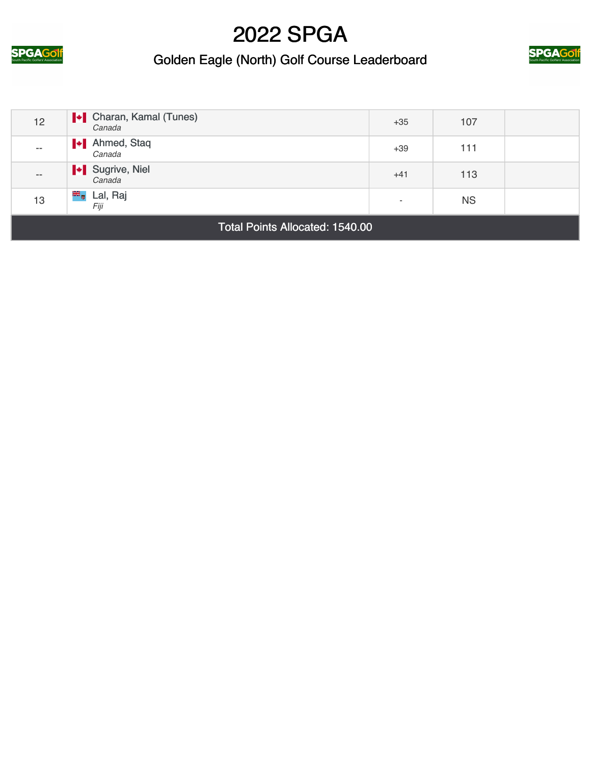# 2022 SPGA

## Golden Eagle (North) Golf Course Leaderboard

| | | | | |
|---|---|---|---|---|
| 12 | Charan, Kamal (Tunes) *Canada* | +35 | 107 | |
| -- | Ahmed, Staq *Canada* | +39 | 111 | |
| -- | Sugrive, Niel *Canada* | +41 | 113 | |
| 13 | Lal, Raj *Fiji* | - | NS | |
| Total Points Allocated: 1540.00 | | | | |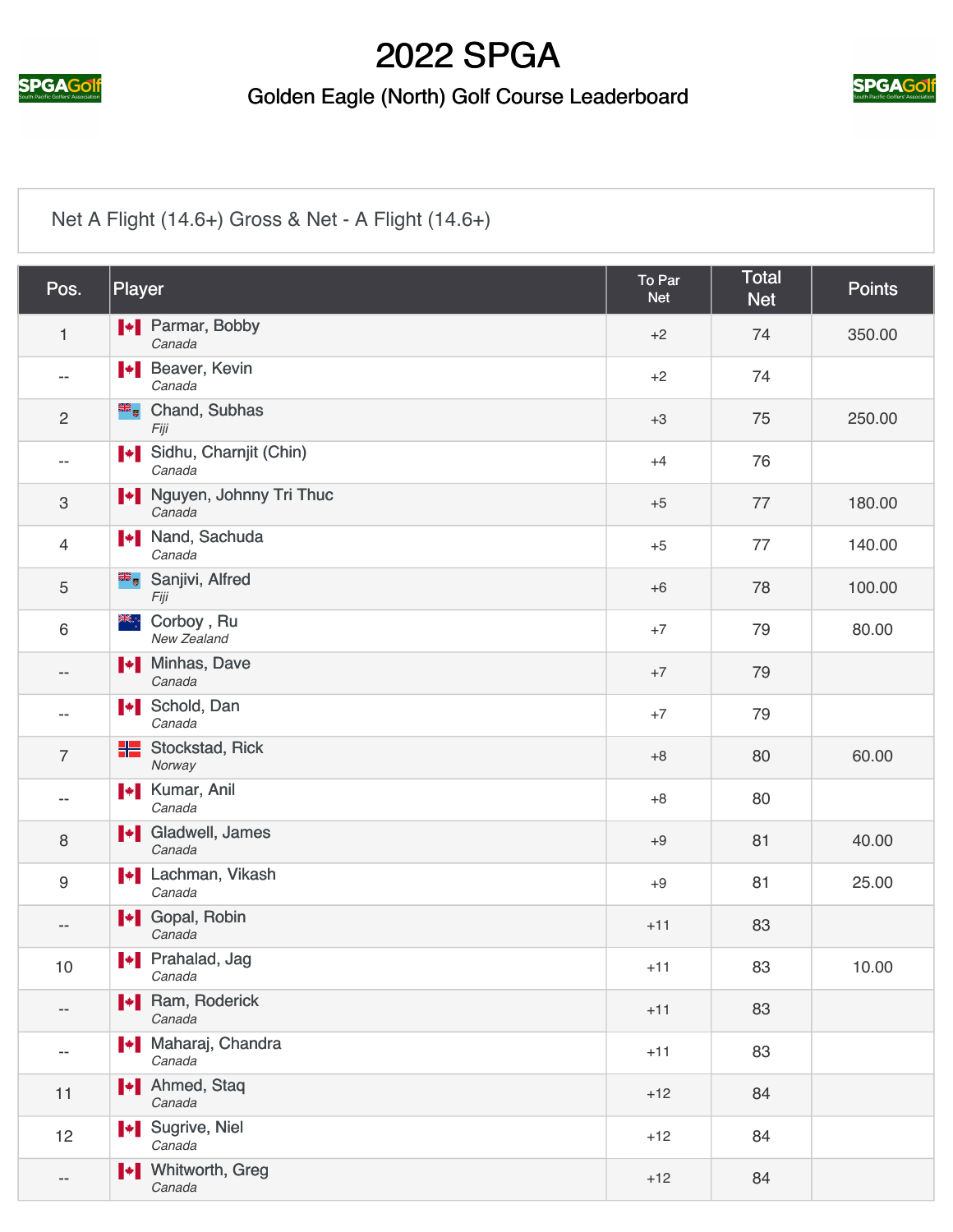# 2022 SPGA

## Golden Eagle (North) Golf Course Leaderboard

Net A Flight (14.6+) Gross & Net - A Flight (14.6+)

| Pos. | Player | To Par Net | Total Net | Points |
|---|---|---|---|---|
| 1 | Parmar, Bobby *Canada* | +2 | 74 | 350.00 |
| -- | Beaver, Kevin *Canada* | +2 | 74 | |
| 2 | Chand, Subhas *Fiji* | +3 | 75 | 250.00 |
| -- | Sidhu, Charnjit (Chin) *Canada* | +4 | 76 | |
| 3 | Nguyen, Johnny Tri Thuc *Canada* | +5 | 77 | 180.00 |
| 4 | Nand, Sachuda *Canada* | +5 | 77 | 140.00 |
| 5 | Sanjivi, Alfred *Fiji* | +6 | 78 | 100.00 |
| 6 | Corboy , Ru *New Zealand* | +7 | 79 | 80.00 |
| -- | Minhas, Dave *Canada* | +7 | 79 | |
| -- | Schold, Dan *Canada* | +7 | 79 | |
| 7 | Stockstad, Rick *Norway* | +8 | 80 | 60.00 |
| -- | Kumar, Anil *Canada* | +8 | 80 | |
| 8 | Gladwell, James *Canada* | +9 | 81 | 40.00 |
| 9 | Lachman, Vikash *Canada* | +9 | 81 | 25.00 |
| -- | Gopal, Robin *Canada* | +11 | 83 | |
| 10 | Prahalad, Jag *Canada* | +11 | 83 | 10.00 |
| -- | Ram, Roderick *Canada* | +11 | 83 | |
| -- | Maharaj, Chandra *Canada* | +11 | 83 | |
| 11 | Ahmed, Staq *Canada* | +12 | 84 | |
| 12 | Sugrive, Niel *Canada* | +12 | 84 | |
| -- | Whitworth, Greg *Canada* | +12 | 84 | |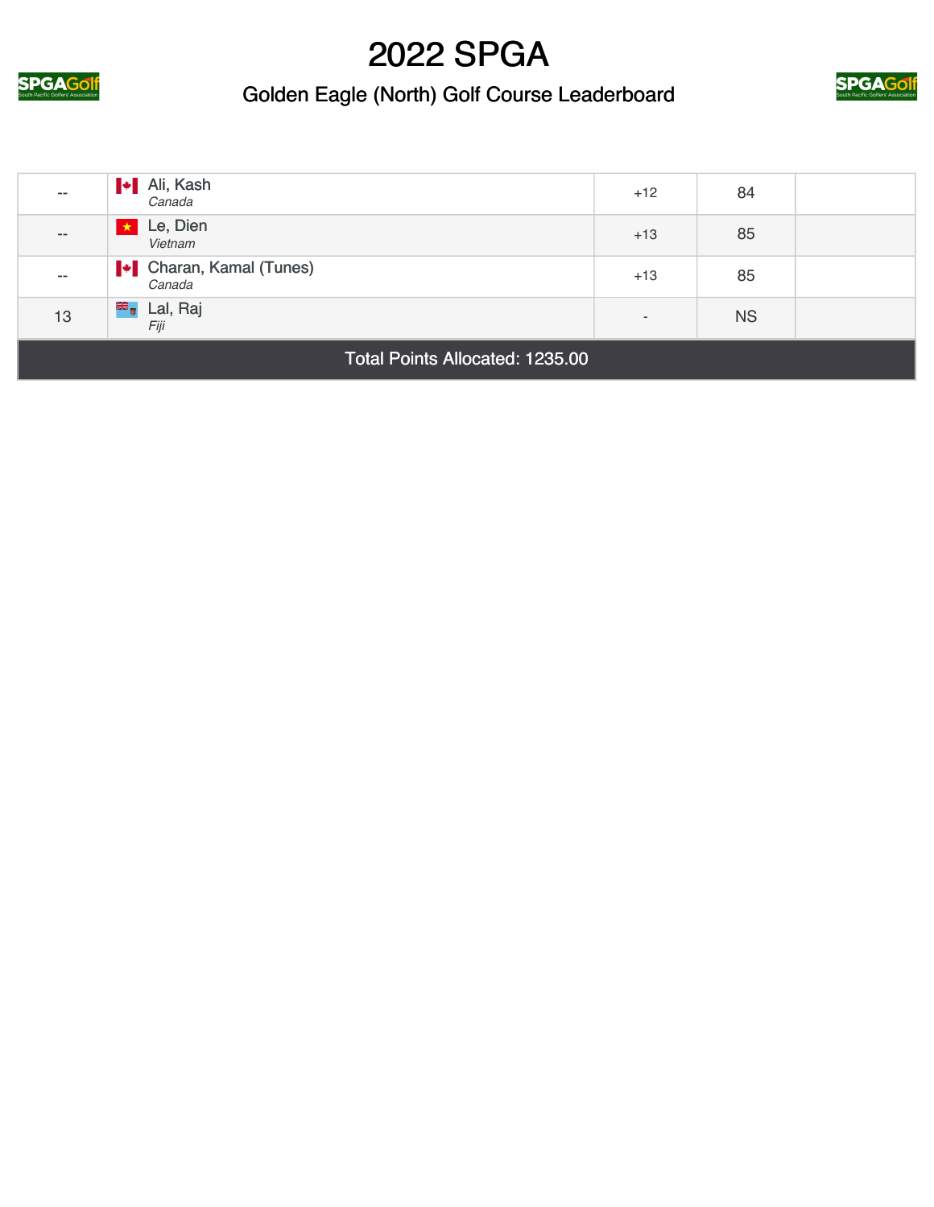# 2022 SPGA

## Golden Eagle (North) Golf Course Leaderboard

| | | | | |
|---|---|---|---|---|
| -- | Ali, Kash *Canada* | +12 | 84 | |
| -- | Le, Dien *Vietnam* | +13 | 85 | |
| -- | Charan, Kamal (Tunes) *Canada* | +13 | 85 | |
| 13 | Lal, Raj *Fiji* | - | NS | |

**Total Points Allocated: 1235.00**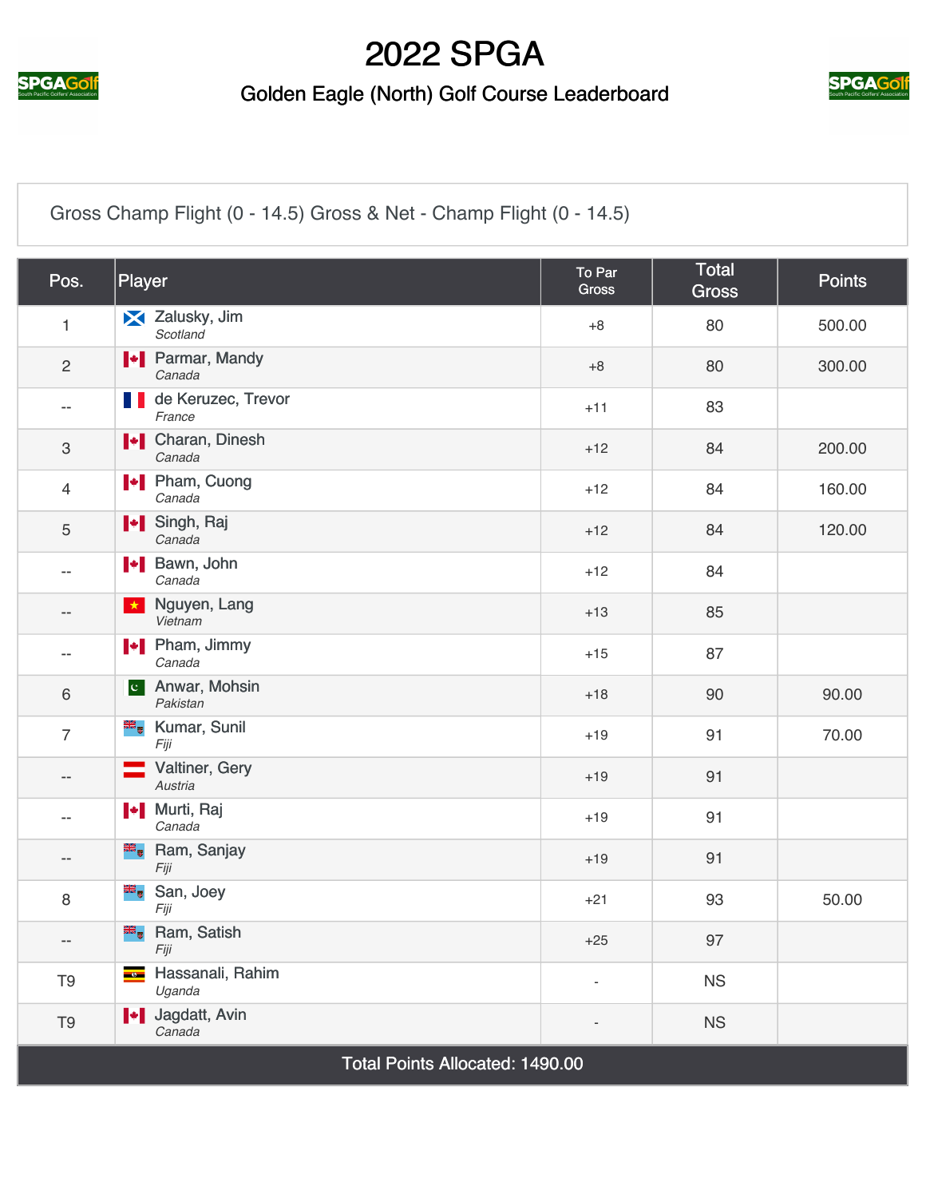# 2022 SPGA

## Golden Eagle (North) Golf Course Leaderboard

Gross Champ Flight (0 - 14.5) Gross & Net - Champ Flight (0 - 14.5)

| Pos. | Player | To Par Gross | Total Gross | Points |
|---|---|---|---|---|
| 1 | Zalusky, Jim *Scotland* | +8 | 80 | 500.00 |
| 2 | Parmar, Mandy *Canada* | +8 | 80 | 300.00 |
| -- | de Keruzec, Trevor *France* | +11 | 83 | |
| 3 | Charan, Dinesh *Canada* | +12 | 84 | 200.00 |
| 4 | Pham, Cuong *Canada* | +12 | 84 | 160.00 |
| 5 | Singh, Raj *Canada* | +12 | 84 | 120.00 |
| -- | Bawn, John *Canada* | +12 | 84 | |
| -- | Nguyen, Lang *Vietnam* | +13 | 85 | |
| -- | Pham, Jimmy *Canada* | +15 | 87 | |
| 6 | Anwar, Mohsin *Pakistan* | +18 | 90 | 90.00 |
| 7 | Kumar, Sunil *Fiji* | +19 | 91 | 70.00 |
| -- | Valtiner, Gery *Austria* | +19 | 91 | |
| -- | Murti, Raj *Canada* | +19 | 91 | |
| -- | Ram, Sanjay *Fiji* | +19 | 91 | |
| 8 | San, Joey *Fiji* | +21 | 93 | 50.00 |
| -- | Ram, Satish *Fiji* | +25 | 97 | |
| T9 | Hassanali, Rahim *Uganda* | - | NS | |
| T9 | Jagdatt, Avin *Canada* | - | NS | |

Total Points Allocated: 1490.00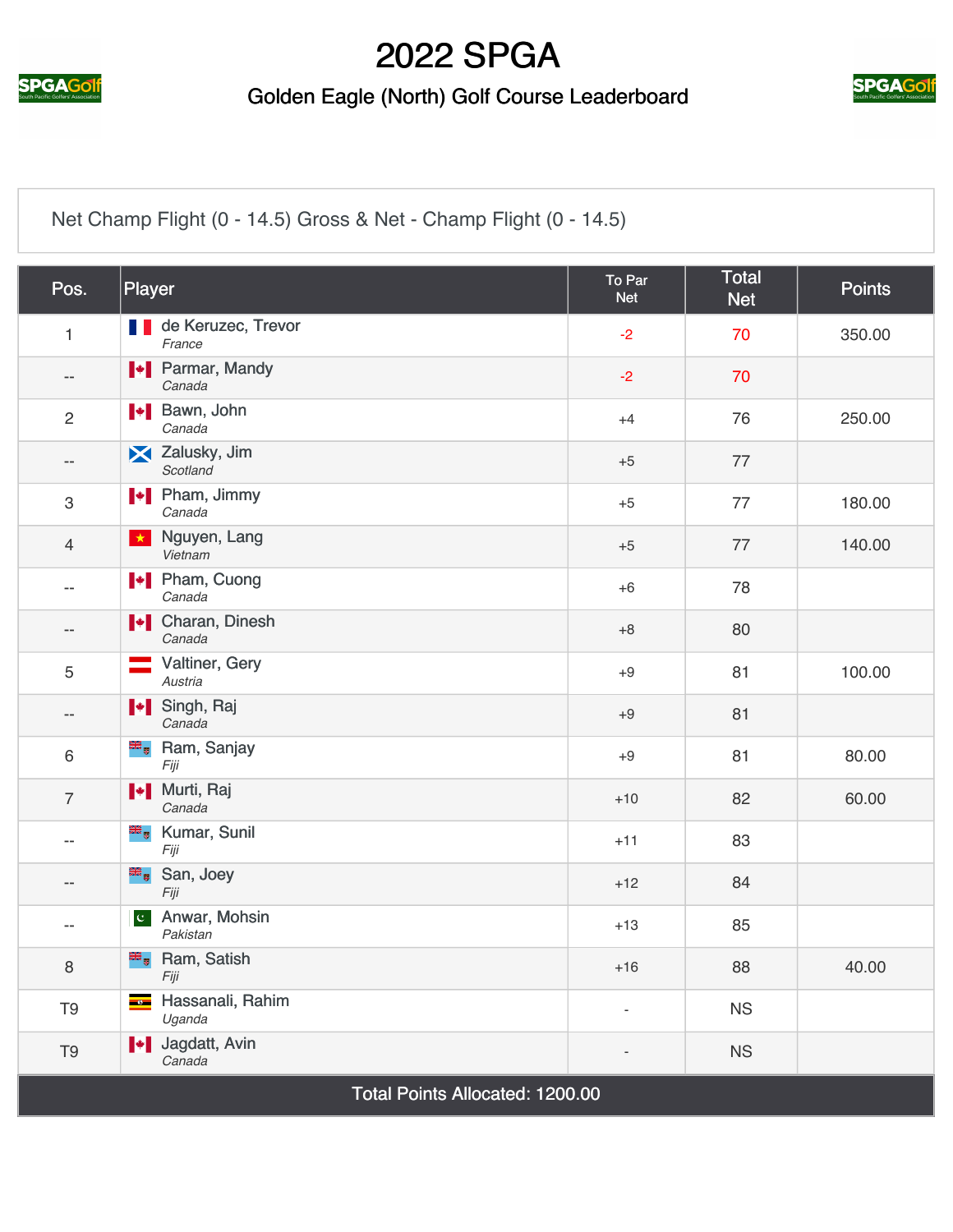# 2022 SPGA

## Golden Eagle (North) Golf Course Leaderboard

Net Champ Flight (0 - 14.5) Gross & Net - Champ Flight (0 - 14.5)

| Pos. | Player | To Par Net | Total Net | Points |
|---|---|---|---|---|
| 1 | de Keruzec, Trevor *France* | -2 | 70 | 350.00 |
| -- | Parmar, Mandy *Canada* | -2 | 70 | |
| 2 | Bawn, John *Canada* | +4 | 76 | 250.00 |
| -- | Zalusky, Jim *Scotland* | +5 | 77 | |
| 3 | Pham, Jimmy *Canada* | +5 | 77 | 180.00 |
| 4 | Nguyen, Lang *Vietnam* | +5 | 77 | 140.00 |
| -- | Pham, Cuong *Canada* | +6 | 78 | |
| -- | Charan, Dinesh *Canada* | +8 | 80 | |
| 5 | Valtiner, Gery *Austria* | +9 | 81 | 100.00 |
| -- | Singh, Raj *Canada* | +9 | 81 | |
| 6 | Ram, Sanjay *Fiji* | +9 | 81 | 80.00 |
| 7 | Murti, Raj *Canada* | +10 | 82 | 60.00 |
| -- | Kumar, Sunil *Fiji* | +11 | 83 | |
| -- | San, Joey *Fiji* | +12 | 84 | |
| -- | Anwar, Mohsin *Pakistan* | +13 | 85 | |
| 8 | Ram, Satish *Fiji* | +16 | 88 | 40.00 |
| T9 | Hassanali, Rahim *Uganda* | - | NS | |
| T9 | Jagdatt, Avin *Canada* | - | NS | |

Total Points Allocated: 1200.00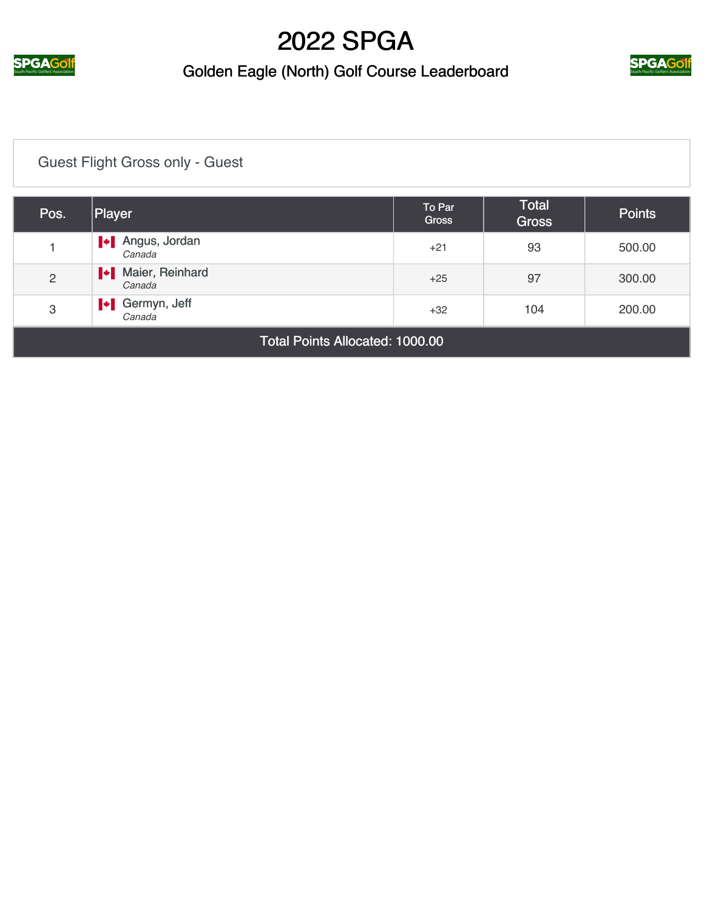# 2022 SPGA

## Golden Eagle (North) Golf Course Leaderboard

### Guest Flight Gross only - Guest

| Pos. | Player | To Par Gross | Total Gross | Points |
|---|---|---|---|---|
| 1 | Angus, Jordan *Canada* | +21 | 93 | 500.00 |
| 2 | Maier, Reinhard *Canada* | +25 | 97 | 300.00 |
| 3 | Germyn, Jeff *Canada* | +32 | 104 | 200.00 |

Total Points Allocated: 1000.00